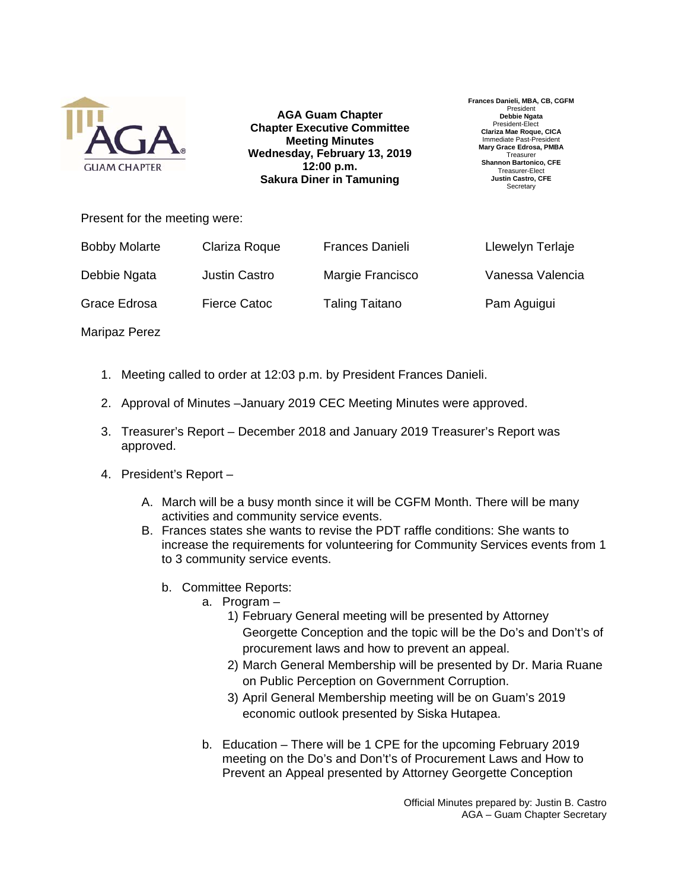**AGA Guam Chapter**
**Chapter Executive Committee**
**Meeting Minutes**
**Wednesday, February 13, 2019**
**12:00 p.m.**
**Sakura Diner in Tamuning**

**Frances Danieli, MBA, CB, CGFM**
President
**Debbie Ngata**
President-Elect
**Clariza Mae Roque, CICA**
Immediate Past-President
**Mary Grace Edrosa, PMBA**
Treasurer
**Shannon Bartonico, CFE**
Treasurer-Elect
**Justin Castro, CFE**
Secretary

Present for the meeting were:

| | | | |
|---|---|---|---|
| Bobby Molarte | Clariza Roque | Frances Danieli | Llewelyn Terlaje |
| Debbie Ngata | Justin Castro | Margie Francisco | Vanessa Valencia |
| Grace Edrosa | Fierce Catoc | Taling Taitano | Pam Aguigui |
| Maripaz Perez | | | |

1. Meeting called to order at 12:03 p.m. by President Frances Danieli.

2. Approval of Minutes –January 2019 CEC Meeting Minutes were approved.

3. Treasurer's Report – December 2018 and January 2019 Treasurer's Report was approved.

4. President's Report –

   A. March will be a busy month since it will be CGFM Month. There will be many activities and community service events.

   B. Frances states she wants to revise the PDT raffle conditions: She wants to increase the requirements for volunteering for Community Services events from 1 to 3 community service events.

      b. Committee Reports:

         a. Program –

            1) February General meeting will be presented by Attorney Georgette Conception and the topic will be the Do's and Don't's of procurement laws and how to prevent an appeal.

            2) March General Membership will be presented by Dr. Maria Ruane on Public Perception on Government Corruption.

            3) April General Membership meeting will be on Guam's 2019 economic outlook presented by Siska Hutapea.

         b. Education – There will be 1 CPE for the upcoming February 2019 meeting on the Do's and Don't's of Procurement Laws and How to Prevent an Appeal presented by Attorney Georgette Conception

Official Minutes prepared by: Justin B. Castro
AGA – Guam Chapter Secretary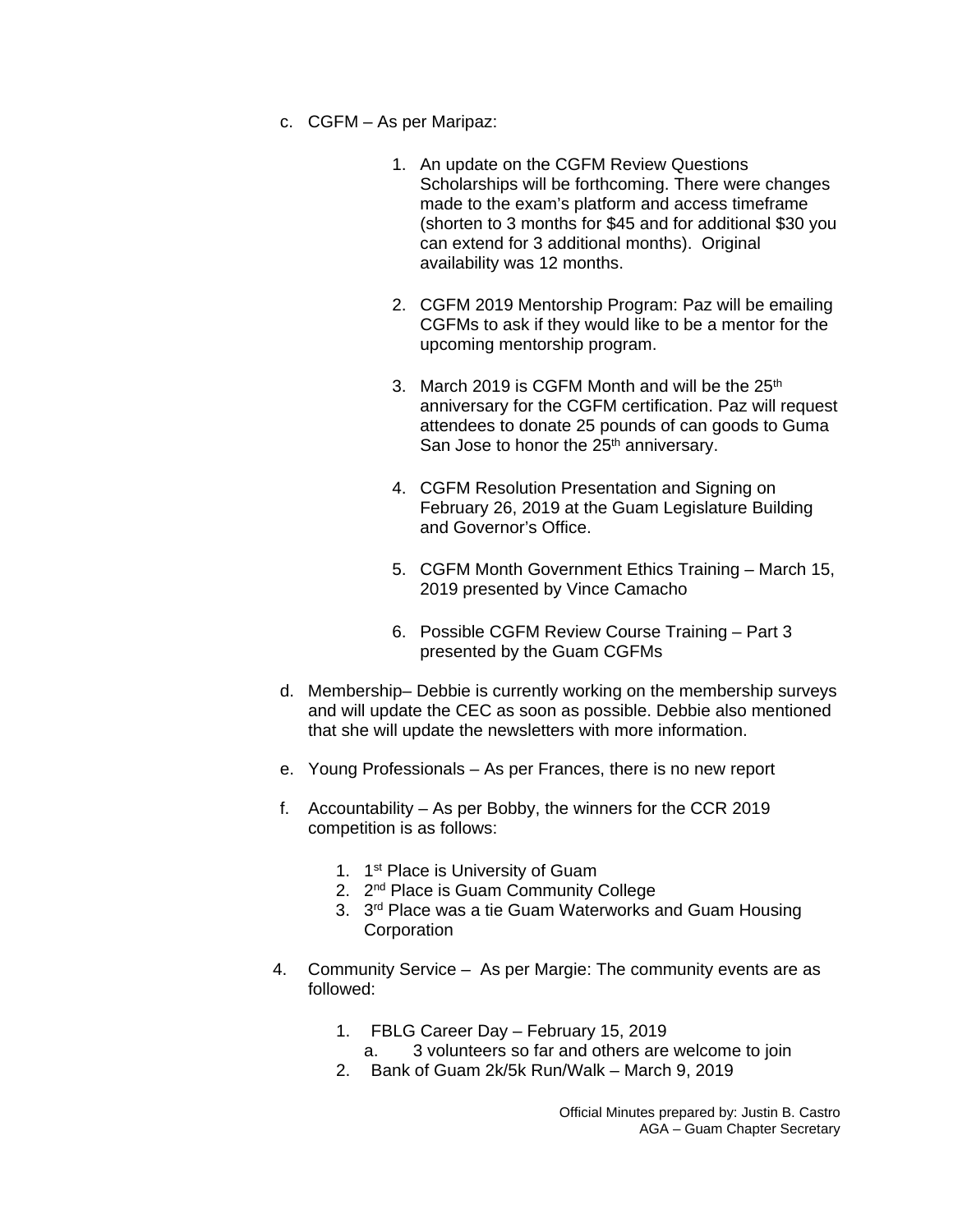c. CGFM – As per Maripaz:

    1. An update on the CGFM Review Questions Scholarships will be forthcoming. There were changes made to the exam's platform and access timeframe (shorten to 3 months for $45 and for additional $30 you can extend for 3 additional months). Original availability was 12 months.

    2. CGFM 2019 Mentorship Program: Paz will be emailing CGFMs to ask if they would like to be a mentor for the upcoming mentorship program.

    3. March 2019 is CGFM Month and will be the 25th anniversary for the CGFM certification. Paz will request attendees to donate 25 pounds of can goods to Guma San Jose to honor the 25th anniversary.

    4. CGFM Resolution Presentation and Signing on February 26, 2019 at the Guam Legislature Building and Governor's Office.

    5. CGFM Month Government Ethics Training – March 15, 2019 presented by Vince Camacho

    6. Possible CGFM Review Course Training – Part 3 presented by the Guam CGFMs

d. Membership– Debbie is currently working on the membership surveys and will update the CEC as soon as possible. Debbie also mentioned that she will update the newsletters with more information.

e. Young Professionals – As per Frances, there is no new report

f. Accountability – As per Bobby, the winners for the CCR 2019 competition is as follows:

    1. 1st Place is University of Guam
    2. 2nd Place is Guam Community College
    3. 3rd Place was a tie Guam Waterworks and Guam Housing Corporation

4. Community Service – As per Margie: The community events are as followed:

    1. FBLG Career Day – February 15, 2019
        a. 3 volunteers so far and others are welcome to join
    2. Bank of Guam 2k/5k Run/Walk – March 9, 2019

Official Minutes prepared by: Justin B. Castro
AGA – Guam Chapter Secretary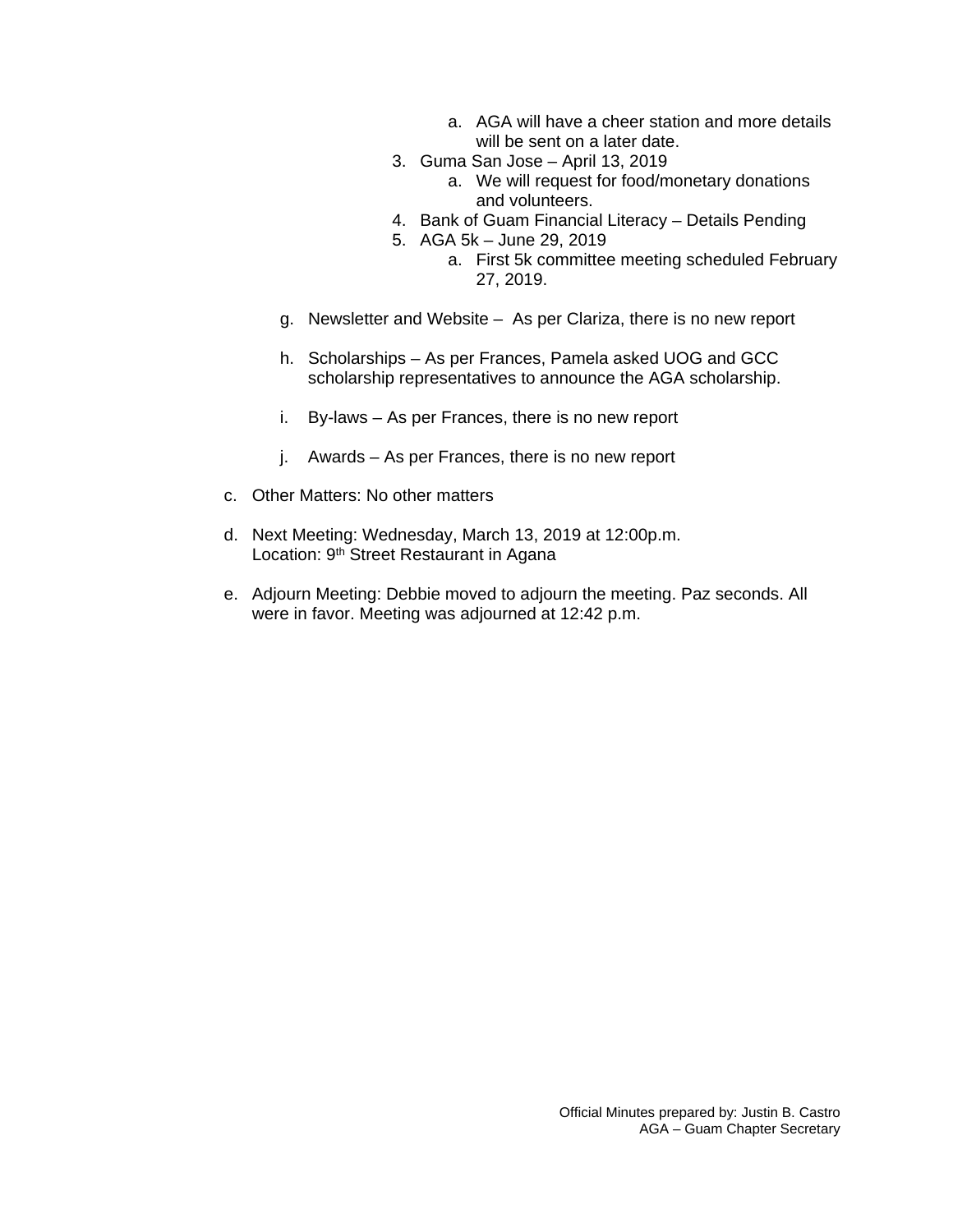a. AGA will have a cheer station and more details will be sent on a later date.
   3. Guma San Jose – April 13, 2019
      a. We will request for food/monetary donations and volunteers.
   4. Bank of Guam Financial Literacy – Details Pending
   5. AGA 5k – June 29, 2019
      a. First 5k committee meeting scheduled February 27, 2019.

g. Newsletter and Website – As per Clariza, there is no new report

h. Scholarships – As per Frances, Pamela asked UOG and GCC scholarship representatives to announce the AGA scholarship.

i. By-laws – As per Frances, there is no new report

j. Awards – As per Frances, there is no new report

c. Other Matters: No other matters

d. Next Meeting: Wednesday, March 13, 2019 at 12:00p.m.
   Location: 9th Street Restaurant in Agana

e. Adjourn Meeting: Debbie moved to adjourn the meeting. Paz seconds. All were in favor. Meeting was adjourned at 12:42 p.m.

Official Minutes prepared by: Justin B. Castro
AGA – Guam Chapter Secretary